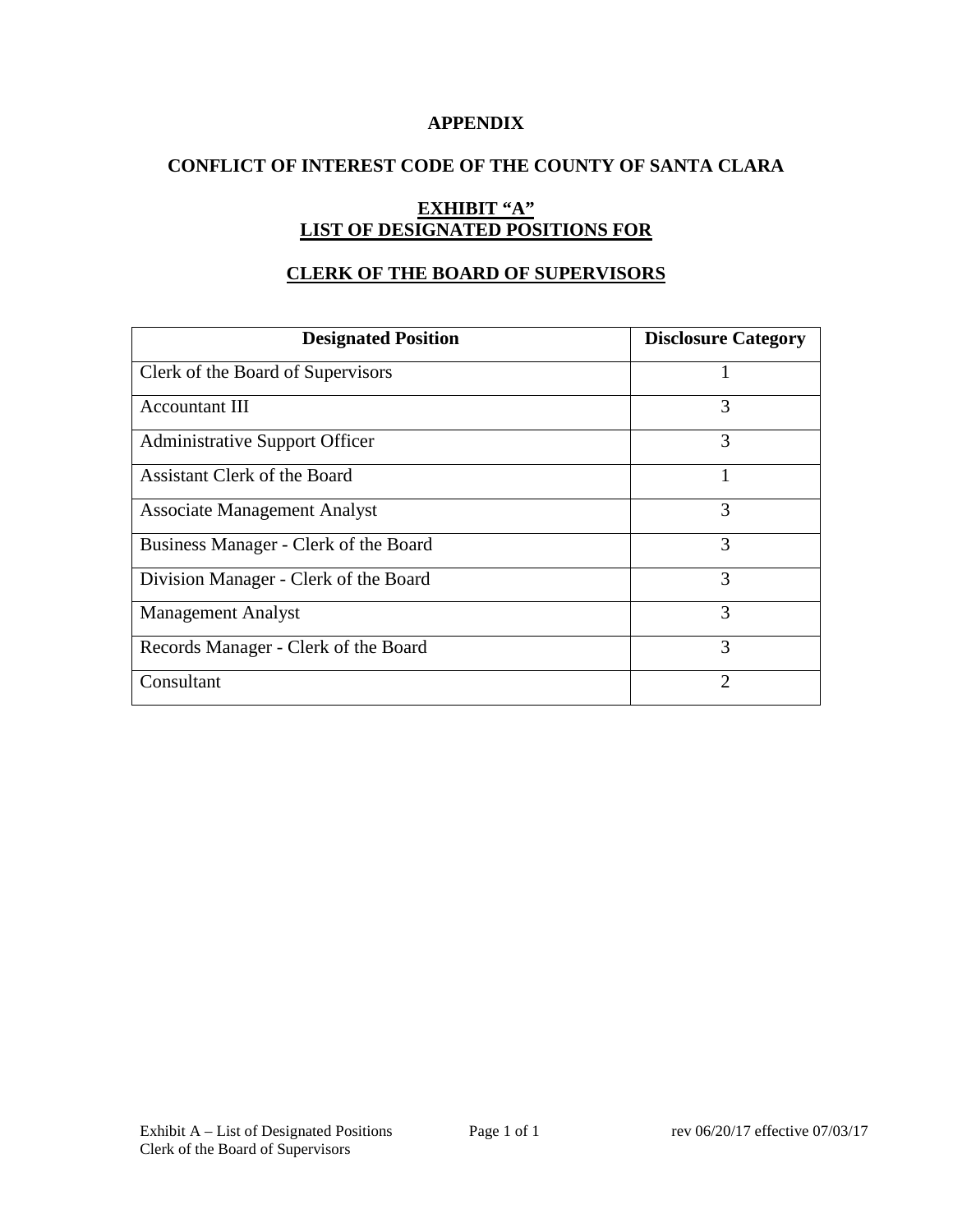# APPENDIX

## CONFLICT OF INTEREST CODE OF THE COUNTY OF SANTA CLARA

## EXHIBIT "A"
## LIST OF DESIGNATED POSITIONS FOR

## CLERK OF THE BOARD OF SUPERVISORS

| Designated Position | Disclosure Category |
|---|---|
| Clerk of the Board of Supervisors | 1 |
| Accountant III | 3 |
| Administrative Support Officer | 3 |
| Assistant Clerk of the Board | 1 |
| Associate Management Analyst | 3 |
| Business Manager - Clerk of the Board | 3 |
| Division Manager - Clerk of the Board | 3 |
| Management Analyst | 3 |
| Records Manager - Clerk of the Board | 3 |
| Consultant | 2 |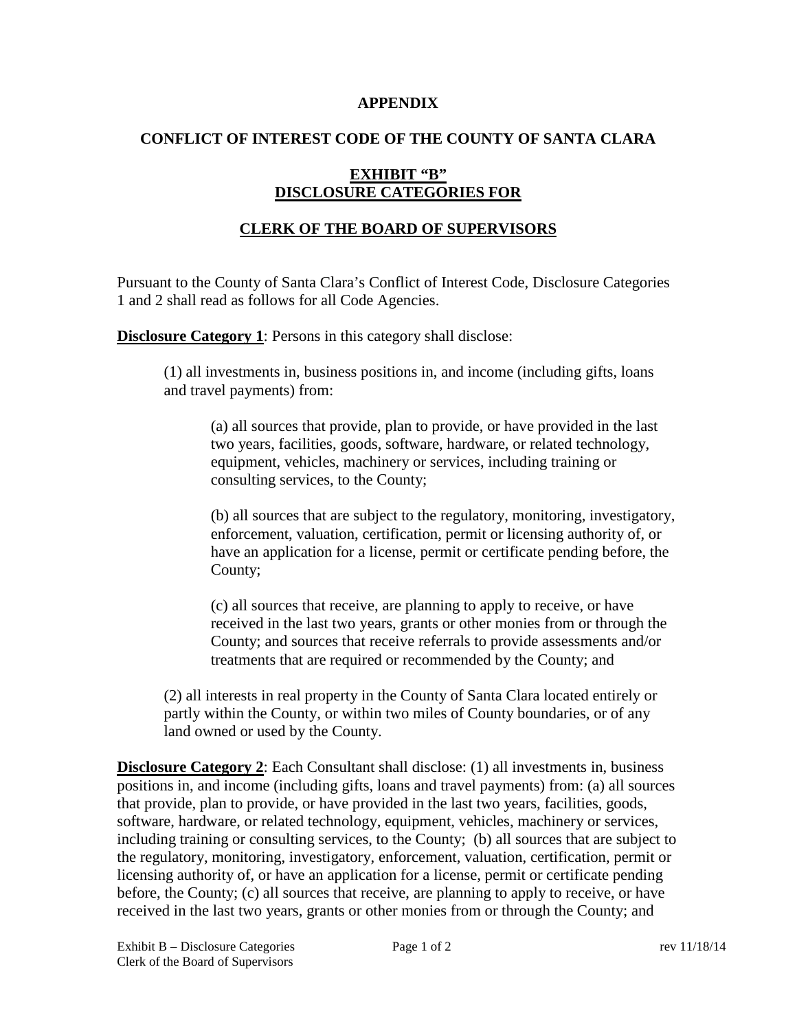**APPENDIX**

**CONFLICT OF INTEREST CODE OF THE COUNTY OF SANTA CLARA**

**EXHIBIT "B"**
**DISCLOSURE CATEGORIES FOR**

**CLERK OF THE BOARD OF SUPERVISORS**

Pursuant to the County of Santa Clara's Conflict of Interest Code, Disclosure Categories 1 and 2 shall read as follows for all Code Agencies.

**Disclosure Category 1**: Persons in this category shall disclose:

(1) all investments in, business positions in, and income (including gifts, loans and travel payments) from:

(a) all sources that provide, plan to provide, or have provided in the last two years, facilities, goods, software, hardware, or related technology, equipment, vehicles, machinery or services, including training or consulting services, to the County;

(b) all sources that are subject to the regulatory, monitoring, investigatory, enforcement, valuation, certification, permit or licensing authority of, or have an application for a license, permit or certificate pending before, the County;

(c) all sources that receive, are planning to apply to receive, or have received in the last two years, grants or other monies from or through the County; and sources that receive referrals to provide assessments and/or treatments that are required or recommended by the County; and

(2) all interests in real property in the County of Santa Clara located entirely or partly within the County, or within two miles of County boundaries, or of any land owned or used by the County.

**Disclosure Category 2**: Each Consultant shall disclose: (1) all investments in, business positions in, and income (including gifts, loans and travel payments) from: (a) all sources that provide, plan to provide, or have provided in the last two years, facilities, goods, software, hardware, or related technology, equipment, vehicles, machinery or services, including training or consulting services, to the County; (b) all sources that are subject to the regulatory, monitoring, investigatory, enforcement, valuation, certification, permit or licensing authority of, or have an application for a license, permit or certificate pending before, the County; (c) all sources that receive, are planning to apply to receive, or have received in the last two years, grants or other monies from or through the County; and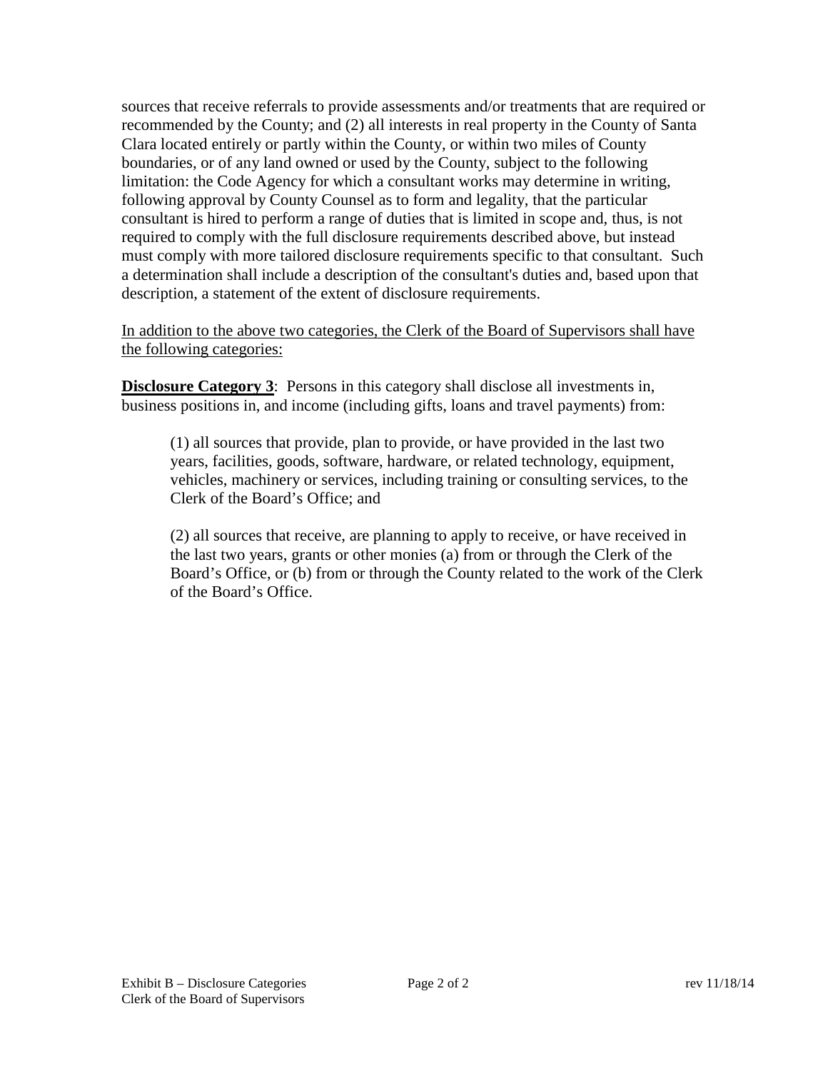sources that receive referrals to provide assessments and/or treatments that are required or recommended by the County; and (2) all interests in real property in the County of Santa Clara located entirely or partly within the County, or within two miles of County boundaries, or of any land owned or used by the County, subject to the following limitation: the Code Agency for which a consultant works may determine in writing, following approval by County Counsel as to form and legality, that the particular consultant is hired to perform a range of duties that is limited in scope and, thus, is not required to comply with the full disclosure requirements described above, but instead must comply with more tailored disclosure requirements specific to that consultant. Such a determination shall include a description of the consultant's duties and, based upon that description, a statement of the extent of disclosure requirements.

<u>In addition to the above two categories, the Clerk of the Board of Supervisors shall have the following categories:</u>

**<u>Disclosure Category 3</u>**: Persons in this category shall disclose all investments in, business positions in, and income (including gifts, loans and travel payments) from:

> (1) all sources that provide, plan to provide, or have provided in the last two years, facilities, goods, software, hardware, or related technology, equipment, vehicles, machinery or services, including training or consulting services, to the Clerk of the Board's Office; and
>
> (2) all sources that receive, are planning to apply to receive, or have received in the last two years, grants or other monies (a) from or through the Clerk of the Board's Office, or (b) from or through the County related to the work of the Clerk of the Board's Office.